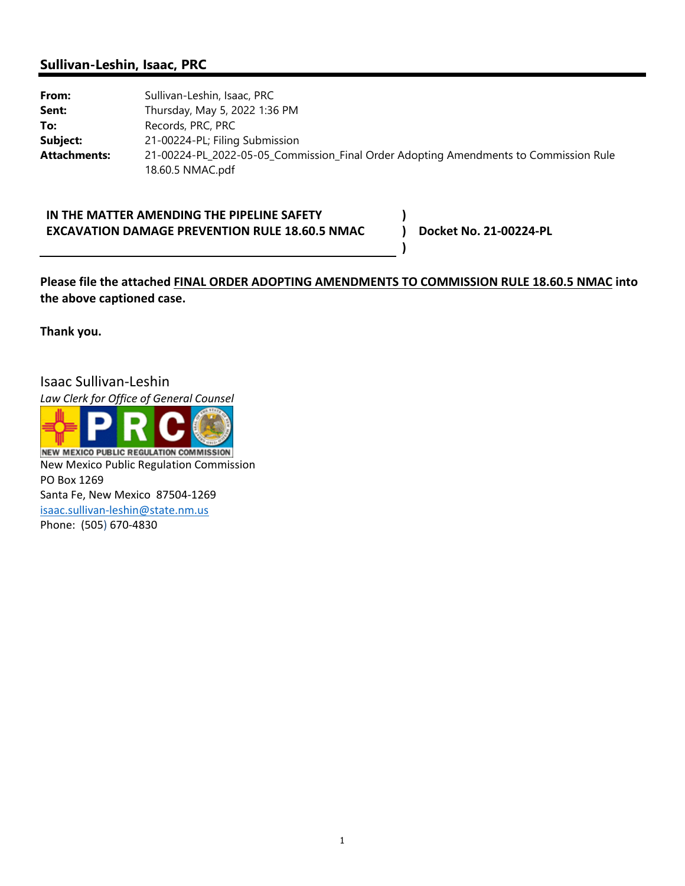## Sullivan-Leshin, Isaac, PRC

| | |
|---|---|
| **From:** | Sullivan-Leshin, Isaac, PRC |
| **Sent:** | Thursday, May 5, 2022 1:36 PM |
| **To:** | Records, PRC, PRC |
| **Subject:** | 21-00224-PL; Filing Submission |
| **Attachments:** | 21-00224-PL_2022-05-05_Commission_Final Order Adopting Amendments to Commission Rule 18.60.5 NMAC.pdf |

**IN THE MATTER AMENDING THE PIPELINE SAFETY EXCAVATION DAMAGE PREVENTION RULE 18.60.5 NMAC** ) **Docket No. 21-00224-PL**

**Please file the attached FINAL ORDER ADOPTING AMENDMENTS TO COMMISSION RULE 18.60.5 NMAC into the above captioned case.**

**Thank you.**

Isaac Sullivan-Leshin
*Law Clerk for Office of General Counsel*

NEW MEXICO PUBLIC REGULATION COMMISSION
New Mexico Public Regulation Commission
PO Box 1269
Santa Fe, New Mexico 87504-1269
isaac.sullivan-leshin@state.nm.us
Phone: (505) 670-4830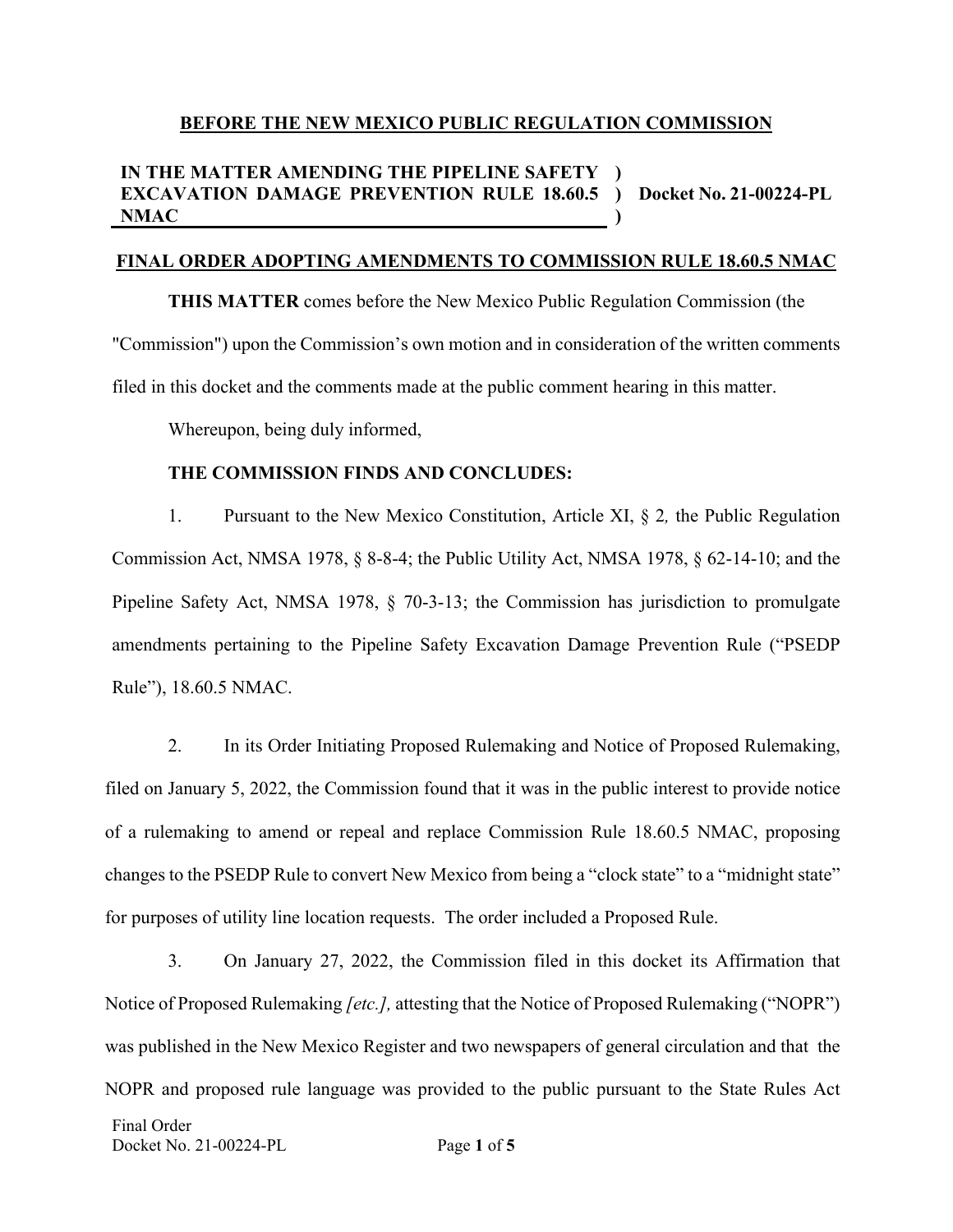**BEFORE THE NEW MEXICO PUBLIC REGULATION COMMISSION**

| IN THE MATTER AMENDING THE PIPELINE SAFETY EXCAVATION DAMAGE PREVENTION RULE 18.60.5 NMAC | ) ) ) | Docket No. 21-00224-PL |
|---|---|---|

**FINAL ORDER ADOPTING AMENDMENTS TO COMMISSION RULE 18.60.5 NMAC**

**THIS MATTER** comes before the New Mexico Public Regulation Commission (the "Commission") upon the Commission's own motion and in consideration of the written comments filed in this docket and the comments made at the public comment hearing in this matter.

Whereupon, being duly informed,

**THE COMMISSION FINDS AND CONCLUDES:**

1. Pursuant to the New Mexico Constitution, Article XI, § 2*,* the Public Regulation Commission Act, NMSA 1978, § 8-8-4; the Public Utility Act, NMSA 1978, § 62-14-10; and the Pipeline Safety Act, NMSA 1978, § 70-3-13; the Commission has jurisdiction to promulgate amendments pertaining to the Pipeline Safety Excavation Damage Prevention Rule ("PSEDP Rule"), 18.60.5 NMAC.

2. In its Order Initiating Proposed Rulemaking and Notice of Proposed Rulemaking, filed on January 5, 2022, the Commission found that it was in the public interest to provide notice of a rulemaking to amend or repeal and replace Commission Rule 18.60.5 NMAC, proposing changes to the PSEDP Rule to convert New Mexico from being a "clock state" to a "midnight state" for purposes of utility line location requests. The order included a Proposed Rule.

3. On January 27, 2022, the Commission filed in this docket its Affirmation that Notice of Proposed Rulemaking *[etc.],* attesting that the Notice of Proposed Rulemaking ("NOPR") was published in the New Mexico Register and two newspapers of general circulation and that the NOPR and proposed rule language was provided to the public pursuant to the State Rules Act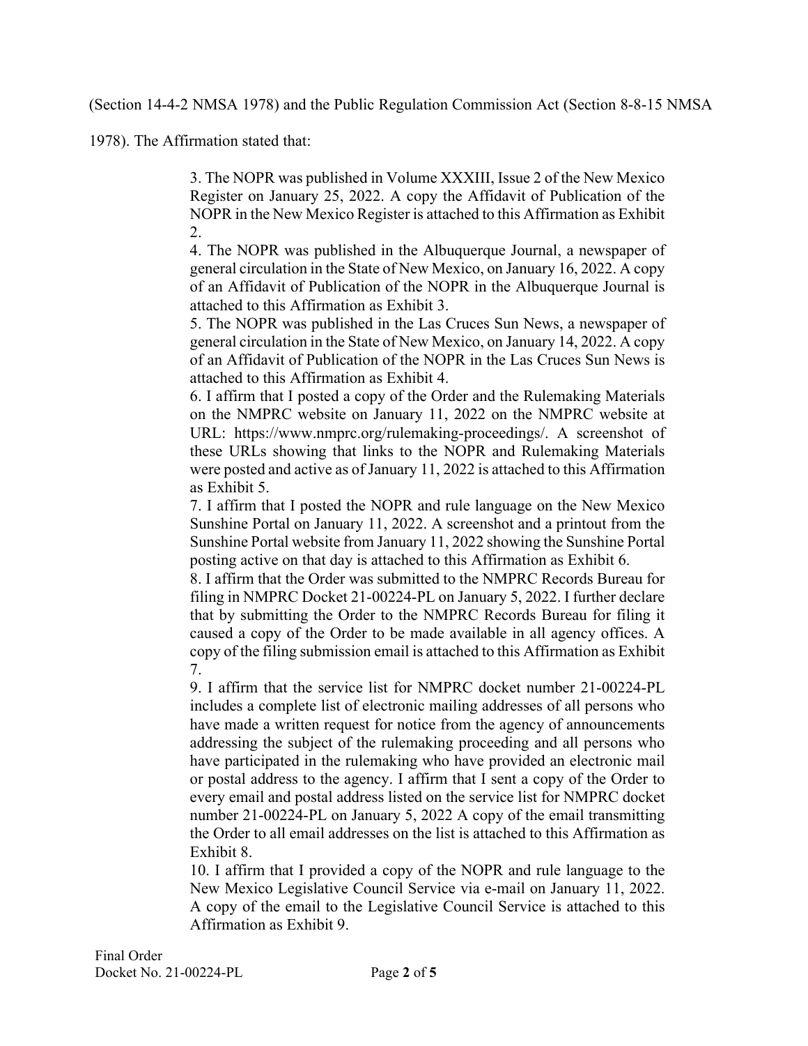(Section 14-4-2 NMSA 1978) and the Public Regulation Commission Act (Section 8-8-15 NMSA 1978). The Affirmation stated that:

> 3. The NOPR was published in Volume XXXIII, Issue 2 of the New Mexico Register on January 25, 2022. A copy the Affidavit of Publication of the NOPR in the New Mexico Register is attached to this Affirmation as Exhibit 2.
>
> 4. The NOPR was published in the Albuquerque Journal, a newspaper of general circulation in the State of New Mexico, on January 16, 2022. A copy of an Affidavit of Publication of the NOPR in the Albuquerque Journal is attached to this Affirmation as Exhibit 3.
>
> 5. The NOPR was published in the Las Cruces Sun News, a newspaper of general circulation in the State of New Mexico, on January 14, 2022. A copy of an Affidavit of Publication of the NOPR in the Las Cruces Sun News is attached to this Affirmation as Exhibit 4.
>
> 6. I affirm that I posted a copy of the Order and the Rulemaking Materials on the NMPRC website on January 11, 2022 on the NMPRC website at URL: https://www.nmprc.org/rulemaking-proceedings/. A screenshot of these URLs showing that links to the NOPR and Rulemaking Materials were posted and active as of January 11, 2022 is attached to this Affirmation as Exhibit 5.
>
> 7. I affirm that I posted the NOPR and rule language on the New Mexico Sunshine Portal on January 11, 2022. A screenshot and a printout from the Sunshine Portal website from January 11, 2022 showing the Sunshine Portal posting active on that day is attached to this Affirmation as Exhibit 6.
>
> 8. I affirm that the Order was submitted to the NMPRC Records Bureau for filing in NMPRC Docket 21-00224-PL on January 5, 2022. I further declare that by submitting the Order to the NMPRC Records Bureau for filing it caused a copy of the Order to be made available in all agency offices. A copy of the filing submission email is attached to this Affirmation as Exhibit 7.
>
> 9. I affirm that the service list for NMPRC docket number 21-00224-PL includes a complete list of electronic mailing addresses of all persons who have made a written request for notice from the agency of announcements addressing the subject of the rulemaking proceeding and all persons who have participated in the rulemaking who have provided an electronic mail or postal address to the agency. I affirm that I sent a copy of the Order to every email and postal address listed on the service list for NMPRC docket number 21-00224-PL on January 5, 2022 A copy of the email transmitting the Order to all email addresses on the list is attached to this Affirmation as Exhibit 8.
>
> 10. I affirm that I provided a copy of the NOPR and rule language to the New Mexico Legislative Council Service via e-mail on January 11, 2022. A copy of the email to the Legislative Council Service is attached to this Affirmation as Exhibit 9.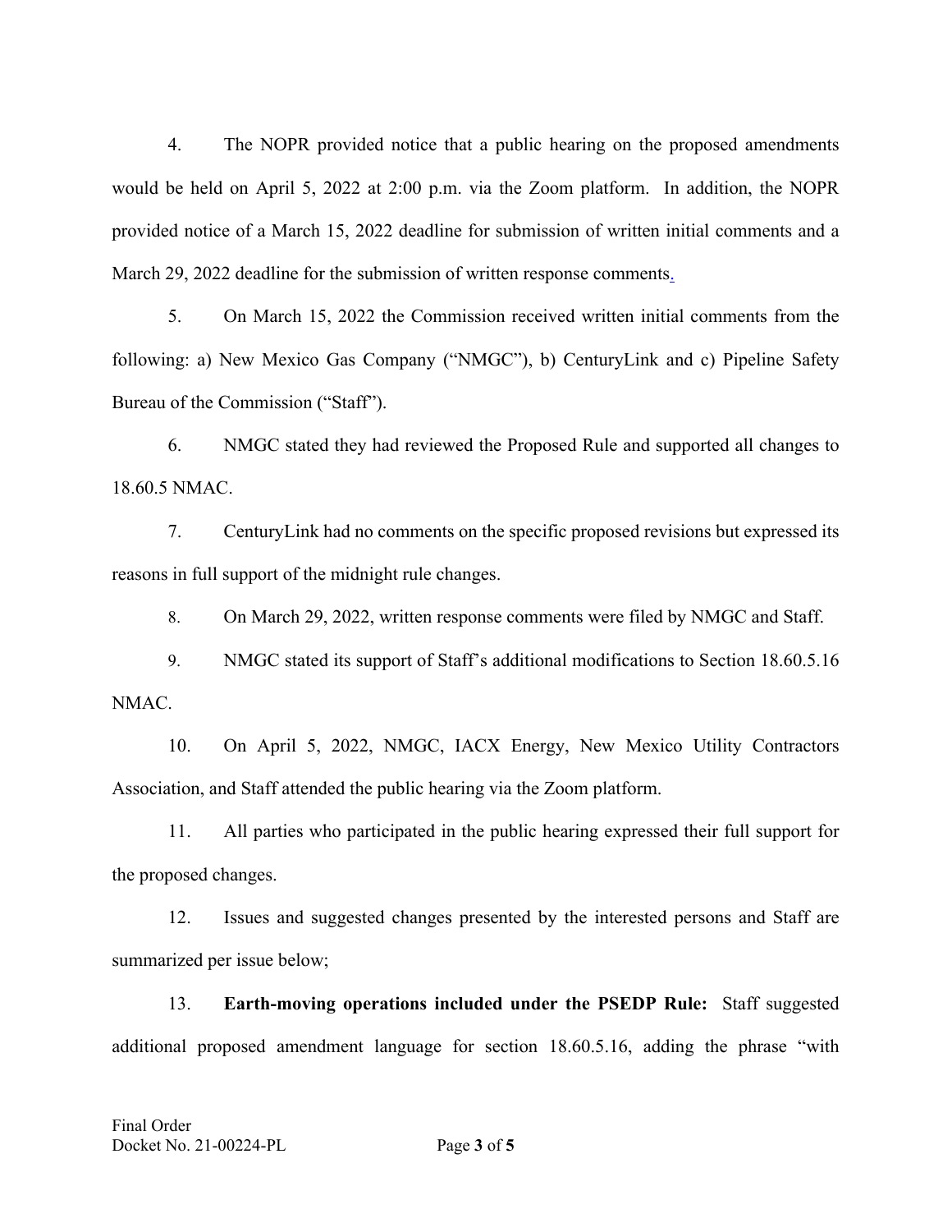4. The NOPR provided notice that a public hearing on the proposed amendments would be held on April 5, 2022 at 2:00 p.m. via the Zoom platform. In addition, the NOPR provided notice of a March 15, 2022 deadline for submission of written initial comments and a March 29, 2022 deadline for the submission of written response comments.

5. On March 15, 2022 the Commission received written initial comments from the following: a) New Mexico Gas Company ("NMGC"), b) CenturyLink and c) Pipeline Safety Bureau of the Commission ("Staff").

6. NMGC stated they had reviewed the Proposed Rule and supported all changes to 18.60.5 NMAC.

7. CenturyLink had no comments on the specific proposed revisions but expressed its reasons in full support of the midnight rule changes.

8. On March 29, 2022, written response comments were filed by NMGC and Staff.

9. NMGC stated its support of Staff's additional modifications to Section 18.60.5.16 NMAC.

10. On April 5, 2022, NMGC, IACX Energy, New Mexico Utility Contractors Association, and Staff attended the public hearing via the Zoom platform.

11. All parties who participated in the public hearing expressed their full support for the proposed changes.

12. Issues and suggested changes presented by the interested persons and Staff are summarized per issue below;

13. **Earth-moving operations included under the PSEDP Rule:** Staff suggested additional proposed amendment language for section 18.60.5.16, adding the phrase "with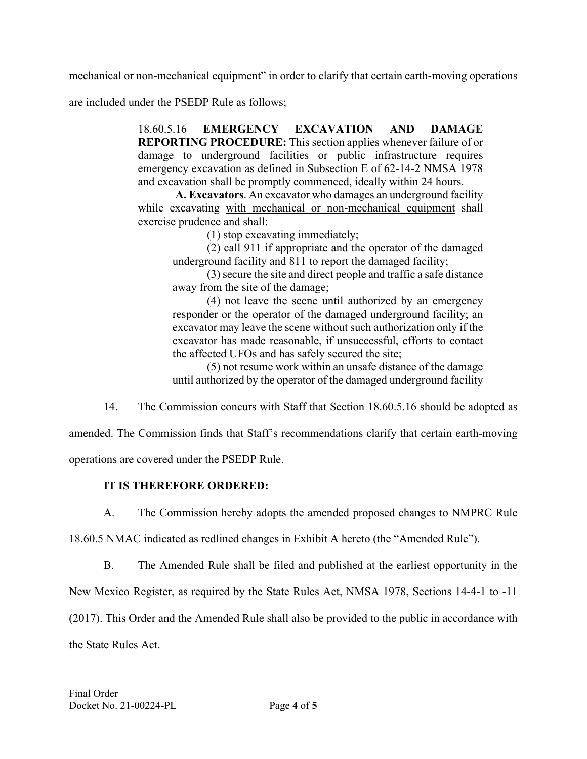mechanical or non-mechanical equipment" in order to clarify that certain earth-moving operations are included under the PSEDP Rule as follows;

> 18.60.5.16 **EMERGENCY EXCAVATION AND DAMAGE REPORTING PROCEDURE:** This section applies whenever failure of or damage to underground facilities or public infrastructure requires emergency excavation as defined in Subsection E of 62-14-2 NMSA 1978 and excavation shall be promptly commenced, ideally within 24 hours.
>
> **A. Excavators**. An excavator who damages an underground facility while excavating <u>with mechanical or non-mechanical equipment</u> shall exercise prudence and shall:
>
> (1) stop excavating immediately;
>
> (2) call 911 if appropriate and the operator of the damaged underground facility and 811 to report the damaged facility;
>
> (3) secure the site and direct people and traffic a safe distance away from the site of the damage;
>
> (4) not leave the scene until authorized by an emergency responder or the operator of the damaged underground facility; an excavator may leave the scene without such authorization only if the excavator has made reasonable, if unsuccessful, efforts to contact the affected UFOs and has safely secured the site;
>
> (5) not resume work within an unsafe distance of the damage until authorized by the operator of the damaged underground facility

14. The Commission concurs with Staff that Section 18.60.5.16 should be adopted as amended. The Commission finds that Staff's recommendations clarify that certain earth-moving operations are covered under the PSEDP Rule.

**IT IS THEREFORE ORDERED:**

A. The Commission hereby adopts the amended proposed changes to NMPRC Rule 18.60.5 NMAC indicated as redlined changes in Exhibit A hereto (the "Amended Rule").

B. The Amended Rule shall be filed and published at the earliest opportunity in the New Mexico Register, as required by the State Rules Act, NMSA 1978, Sections 14-4-1 to -11 (2017). This Order and the Amended Rule shall also be provided to the public in accordance with the State Rules Act.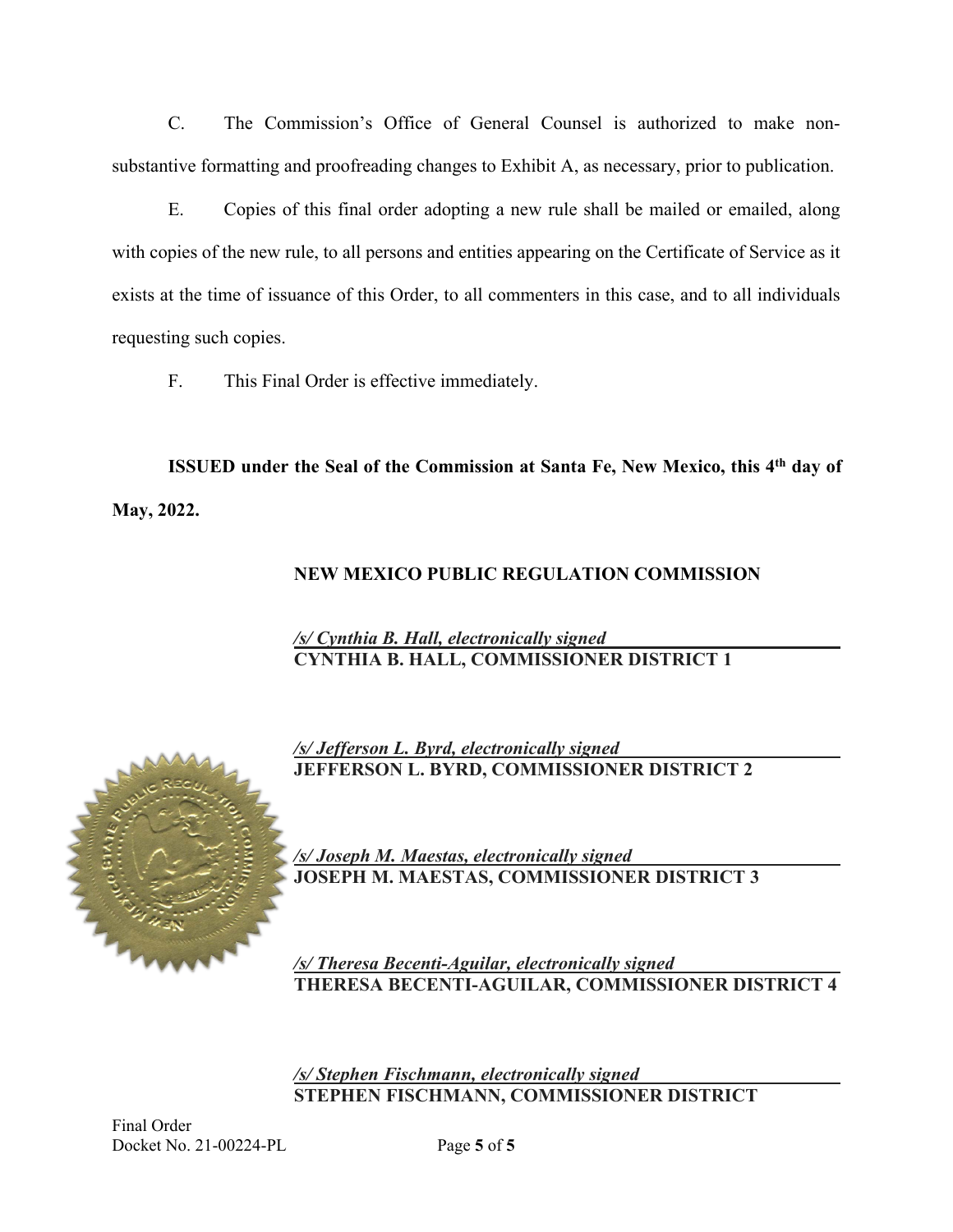C. The Commission's Office of General Counsel is authorized to make non-substantive formatting and proofreading changes to Exhibit A, as necessary, prior to publication.

E. Copies of this final order adopting a new rule shall be mailed or emailed, along with copies of the new rule, to all persons and entities appearing on the Certificate of Service as it exists at the time of issuance of this Order, to all commenters in this case, and to all individuals requesting such copies.

F. This Final Order is effective immediately.

**ISSUED under the Seal of the Commission at Santa Fe, New Mexico, this 4th day of May, 2022.**

**NEW MEXICO PUBLIC REGULATION COMMISSION**

*/s/ Cynthia B. Hall, electronically signed*
**CYNTHIA B. HALL, COMMISSIONER DISTRICT 1**

*/s/ Jefferson L. Byrd, electronically signed*
**JEFFERSON L. BYRD, COMMISSIONER DISTRICT 2**

*/s/ Joseph M. Maestas, electronically signed*
**JOSEPH M. MAESTAS, COMMISSIONER DISTRICT 3**

*/s/ Theresa Becenti-Aguilar, electronically signed*
**THERESA BECENTI-AGUILAR, COMMISSIONER DISTRICT 4**

*/s/ Stephen Fischmann, electronically signed*
**STEPHEN FISCHMANN, COMMISSIONER DISTRICT**

Final Order
Docket No. 21-00224-PL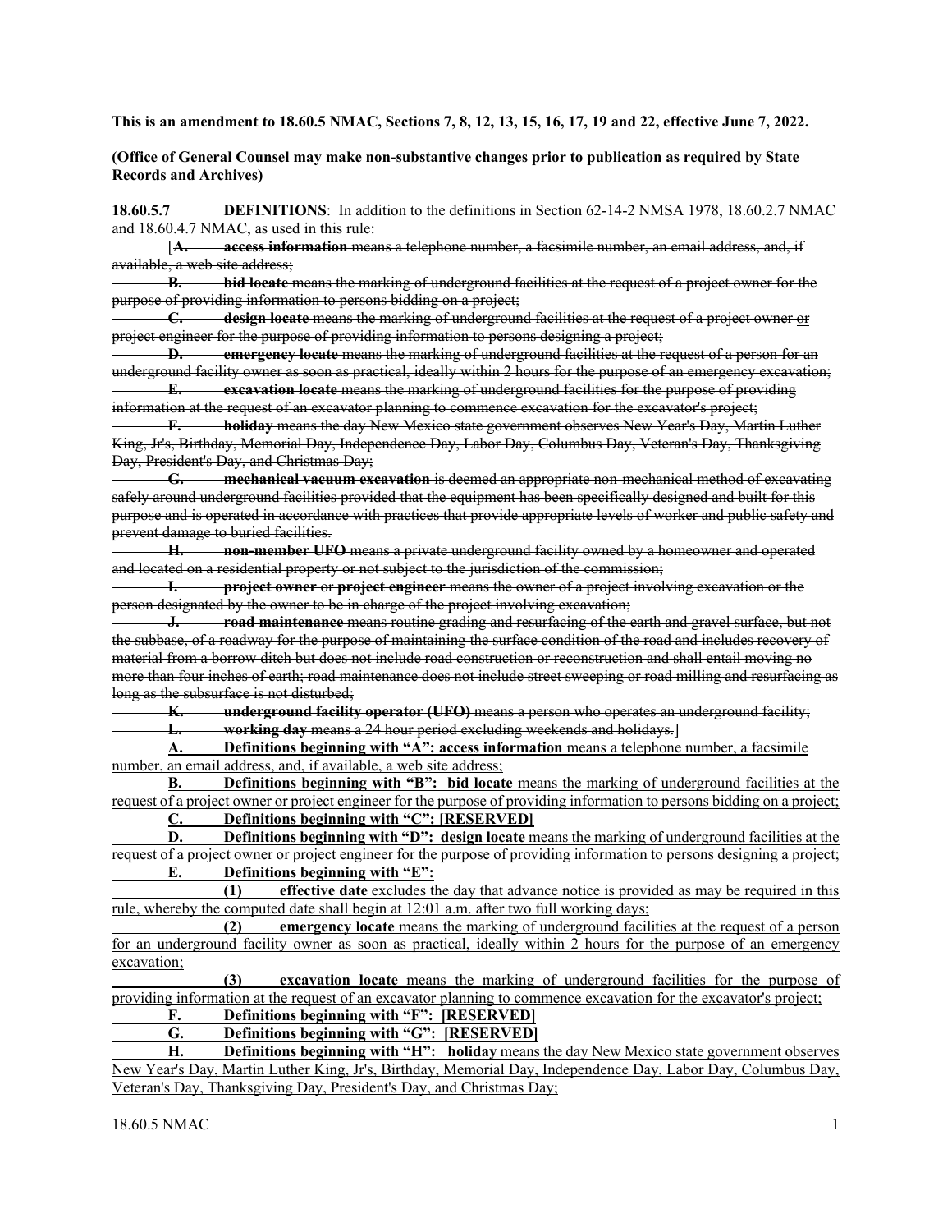**This is an amendment to 18.60.5 NMAC, Sections 7, 8, 12, 13, 15, 16, 17, 19 and 22, effective June 7, 2022.**

**(Office of General Counsel may make non-substantive changes prior to publication as required by State Records and Archives)**

**18.60.5.7 DEFINITIONS**: In addition to the definitions in Section 62-14-2 NMSA 1978, 18.60.2.7 NMAC and 18.60.4.7 NMAC, as used in this rule:

[~~**A.** **access information** means a telephone number, a facsimile number, an email address, and, if available, a web site address;~~

~~**B.** **bid locate** means the marking of underground facilities at the request of a project owner for the purpose of providing information to persons bidding on a project;~~

~~**C.** **design locate** means the marking of underground facilities at the request of a project owner~~ <u>or</u> ~~project engineer for the purpose of providing information to persons designing a project;~~

~~**D.** **emergency locate** means the marking of underground facilities at the request of a person for an underground facility owner as soon as practical, ideally within 2 hours for the purpose of an emergency excavation;~~

~~**E.** **excavation locate** means the marking of underground facilities for the purpose of providing information at the request of an excavator planning to commence excavation for the excavator's project;~~

~~**F.** **holiday** means the day New Mexico state government observes New Year's Day, Martin Luther King, Jr's, Birthday, Memorial Day, Independence Day, Labor Day, Columbus Day, Veteran's Day, Thanksgiving Day, President's Day, and Christmas Day;~~

~~**G.** **mechanical vacuum excavation** is deemed an appropriate non-mechanical method of excavating safely around underground facilities provided that the equipment has been specifically designed and built for this purpose and is operated in accordance with practices that provide appropriate levels of worker and public safety and prevent damage to buried facilities.~~

~~**H.** **non-member UFO** means a private underground facility owned by a homeowner and operated and located on a residential property or not subject to the jurisdiction of the commission;~~

~~**I.** **project owner** or **project engineer** means the owner of a project involving excavation or the person designated by the owner to be in charge of the project involving excavation;~~

~~**J.** **road maintenance** means routine grading and resurfacing of the earth and gravel surface, but not the subbase, of a roadway for the purpose of maintaining the surface condition of the road and includes recovery of material from a borrow ditch but does not include road construction or reconstruction and shall entail moving no more than four inches of earth; road maintenance does not include street sweeping or road milling and resurfacing as long as the subsurface is not disturbed;~~

~~**K.** **underground facility operator (UFO)** means a person who operates an underground facility;~~

~~**L.** **working day** means a 24 hour period excluding weekends and holidays.~~]

<u>**A.** **Definitions beginning with "A": access information** means a telephone number, a facsimile number, an email address, and, if available, a web site address;</u>

<u>**B.** **Definitions beginning with "B": bid locate** means the marking of underground facilities at the request of a project owner or project engineer for the purpose of providing information to persons bidding on a project;</u>

<u>**C.** **Definitions beginning with "C": [RESERVED]**</u>

<u>**D.** **Definitions beginning with "D": design locate** means the marking of underground facilities at the request of a project owner or project engineer for the purpose of providing information to persons designing a project;</u>

<u>**E.** **Definitions beginning with "E":**</u>

<u>**(1)** **effective date** excludes the day that advance notice is provided as may be required in this rule, whereby the computed date shall begin at 12:01 a.m. after two full working days;</u>

<u>**(2)** **emergency locate** means the marking of underground facilities at the request of a person for an underground facility owner as soon as practical, ideally within 2 hours for the purpose of an emergency excavation;</u>

<u>**(3)** **excavation locate** means the marking of underground facilities for the purpose of providing information at the request of an excavator planning to commence excavation for the excavator's project;</u>

<u>**F.** **Definitions beginning with "F": [RESERVED]**</u>

<u>**G.** **Definitions beginning with "G": [RESERVED]**</u>

<u>**H.** **Definitions beginning with "H": holiday** means the day New Mexico state government observes New Year's Day, Martin Luther King, Jr's, Birthday, Memorial Day, Independence Day, Labor Day, Columbus Day, Veteran's Day, Thanksgiving Day, President's Day, and Christmas Day;</u>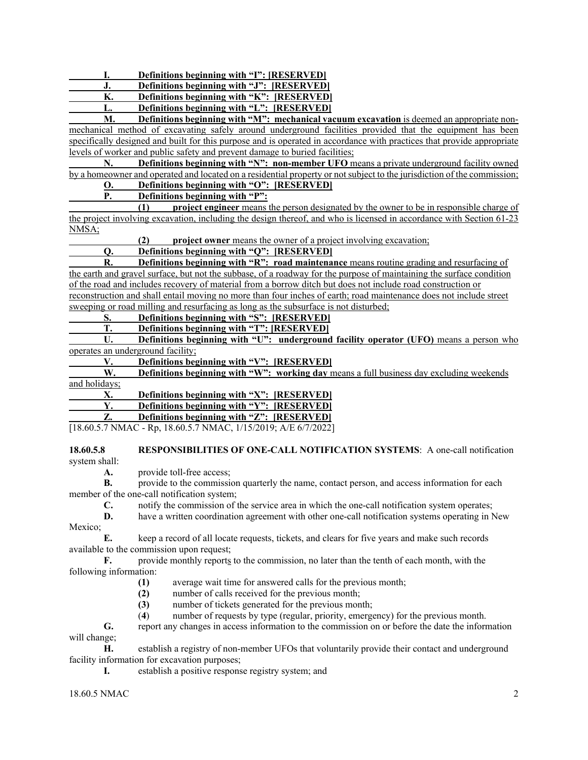**I. Definitions beginning with "I": [RESERVED]**

**J. Definitions beginning with "J": [RESERVED]**

**K. Definitions beginning with "K": [RESERVED]**

**L. Definitions beginning with "L": [RESERVED]**

**M. Definitions beginning with "M": mechanical vacuum excavation** is deemed an appropriate non-mechanical method of excavating safely around underground facilities provided that the equipment has been specifically designed and built for this purpose and is operated in accordance with practices that provide appropriate levels of worker and public safety and prevent damage to buried facilities;

**N. Definitions beginning with "N": non-member UFO** means a private underground facility owned by a homeowner and operated and located on a residential property or not subject to the jurisdiction of the commission;

**O. Definitions beginning with "O": [RESERVED]**

**P. Definitions beginning with "P":**

**(1) project engineer** means the person designated by the owner to be in responsible charge of the project involving excavation, including the design thereof, and who is licensed in accordance with Section 61-23 NMSA;

**(2) project owner** means the owner of a project involving excavation;

**Q. Definitions beginning with "Q": [RESERVED]**

**R. Definitions beginning with "R": road maintenance** means routine grading and resurfacing of the earth and gravel surface, but not the subbase, of a roadway for the purpose of maintaining the surface condition of the road and includes recovery of material from a borrow ditch but does not include road construction or reconstruction and shall entail moving no more than four inches of earth; road maintenance does not include street sweeping or road milling and resurfacing as long as the subsurface is not disturbed;

**S. Definitions beginning with "S": [RESERVED]**

**T. Definitions beginning with "T": [RESERVED]**

**U. Definitions beginning with "U": underground facility operator (UFO)** means a person who operates an underground facility;

**V. Definitions beginning with "V": [RESERVED]**

**W. Definitions beginning with "W": working day** means a full business day excluding weekends and holidays;

**X. Definitions beginning with "X": [RESERVED]**

**Y. Definitions beginning with "Y": [RESERVED]**

**Z. Definitions beginning with "Z": [RESERVED]**

[18.60.5.7 NMAC - Rp, 18.60.5.7 NMAC, 1/15/2019; A/E 6/7/2022]

**18.60.5.8 RESPONSIBILITIES OF ONE-CALL NOTIFICATION SYSTEMS**: A one-call notification system shall:

**A.** provide toll-free access;

**B.** provide to the commission quarterly the name, contact person, and access information for each member of the one-call notification system;

**C.** notify the commission of the service area in which the one-call notification system operates;

**D.** have a written coordination agreement with other one-call notification systems operating in New Mexico;

**E.** keep a record of all locate requests, tickets, and clears for five years and make such records available to the commission upon request;

**F.** provide monthly reports to the commission, no later than the tenth of each month, with the following information:

**(1)** average wait time for answered calls for the previous month;

**(2)** number of calls received for the previous month;

**(3)** number of tickets generated for the previous month;

**(4)** number of requests by type (regular, priority, emergency) for the previous month.

**G.** report any changes in access information to the commission on or before the date the information will change;

**H.** establish a registry of non-member UFOs that voluntarily provide their contact and underground facility information for excavation purposes;

**I.** establish a positive response registry system; and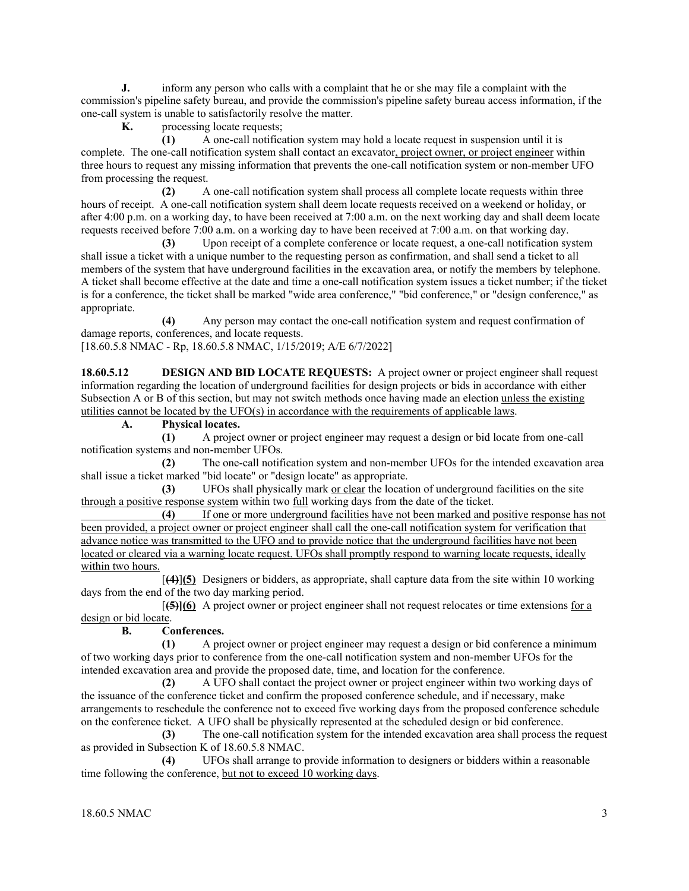**J.** inform any person who calls with a complaint that he or she may file a complaint with the commission's pipeline safety bureau, and provide the commission's pipeline safety bureau access information, if the one-call system is unable to satisfactorily resolve the matter.

**K.** processing locate requests;

**(1)** A one-call notification system may hold a locate request in suspension until it is complete. The one-call notification system shall contact an excavator, project owner, or project engineer within three hours to request any missing information that prevents the one-call notification system or non-member UFO from processing the request.

**(2)** A one-call notification system shall process all complete locate requests within three hours of receipt. A one-call notification system shall deem locate requests received on a weekend or holiday, or after 4:00 p.m. on a working day, to have been received at 7:00 a.m. on the next working day and shall deem locate requests received before 7:00 a.m. on a working day to have been received at 7:00 a.m. on that working day.

**(3)** Upon receipt of a complete conference or locate request, a one-call notification system shall issue a ticket with a unique number to the requesting person as confirmation, and shall send a ticket to all members of the system that have underground facilities in the excavation area, or notify the members by telephone. A ticket shall become effective at the date and time a one-call notification system issues a ticket number; if the ticket is for a conference, the ticket shall be marked "wide area conference," "bid conference," or "design conference," as appropriate.

**(4)** Any person may contact the one-call notification system and request confirmation of damage reports, conferences, and locate requests.

[18.60.5.8 NMAC - Rp, 18.60.5.8 NMAC, 1/15/2019; A/E 6/7/2022]

**18.60.5.12 DESIGN AND BID LOCATE REQUESTS:** A project owner or project engineer shall request information regarding the location of underground facilities for design projects or bids in accordance with either Subsection A or B of this section, but may not switch methods once having made an election unless the existing utilities cannot be located by the UFO(s) in accordance with the requirements of applicable laws.

**A. Physical locates.**

**(1)** A project owner or project engineer may request a design or bid locate from one-call notification systems and non-member UFOs.

**(2)** The one-call notification system and non-member UFOs for the intended excavation area shall issue a ticket marked "bid locate" or "design locate" as appropriate.

**(3)** UFOs shall physically mark or clear the location of underground facilities on the site through a positive response system within two full working days from the date of the ticket.

**(4)** If one or more underground facilities have not been marked and positive response has not been provided, a project owner or project engineer shall call the one-call notification system for verification that advance notice was transmitted to the UFO and to provide notice that the underground facilities have not been located or cleared via a warning locate request. UFOs shall promptly respond to warning locate requests, ideally within two hours.

[~~(4)~~]**(5)** Designers or bidders, as appropriate, shall capture data from the site within 10 working days from the end of the two day marking period.

[~~(5)~~]**(6)** A project owner or project engineer shall not request relocates or time extensions for a design or bid locate.

**B. Conferences.**

**(1)** A project owner or project engineer may request a design or bid conference a minimum of two working days prior to conference from the one-call notification system and non-member UFOs for the intended excavation area and provide the proposed date, time, and location for the conference.

**(2)** A UFO shall contact the project owner or project engineer within two working days of the issuance of the conference ticket and confirm the proposed conference schedule, and if necessary, make arrangements to reschedule the conference not to exceed five working days from the proposed conference schedule on the conference ticket. A UFO shall be physically represented at the scheduled design or bid conference.

**(3)** The one-call notification system for the intended excavation area shall process the request as provided in Subsection K of 18.60.5.8 NMAC.

**(4)** UFOs shall arrange to provide information to designers or bidders within a reasonable time following the conference, but not to exceed 10 working days.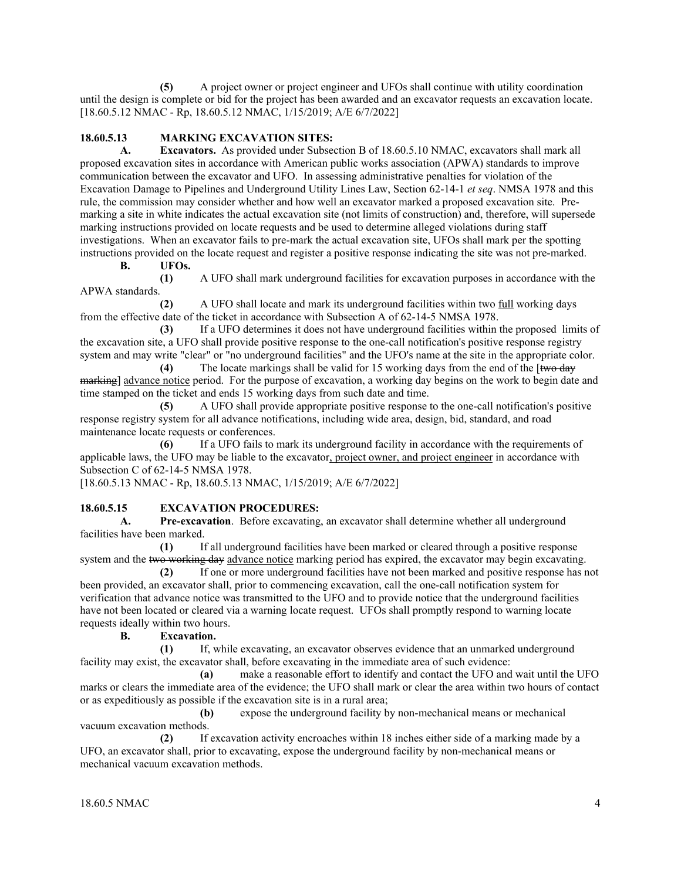**(5)** A project owner or project engineer and UFOs shall continue with utility coordination until the design is complete or bid for the project has been awarded and an excavator requests an excavation locate.
[18.60.5.12 NMAC - Rp, 18.60.5.12 NMAC, 1/15/2019; A/E 6/7/2022]

**18.60.5.13 MARKING EXCAVATION SITES:**

**A. Excavators.** As provided under Subsection B of 18.60.5.10 NMAC, excavators shall mark all proposed excavation sites in accordance with American public works association (APWA) standards to improve communication between the excavator and UFO. In assessing administrative penalties for violation of the Excavation Damage to Pipelines and Underground Utility Lines Law, Section 62-14-1 *et seq*. NMSA 1978 and this rule, the commission may consider whether and how well an excavator marked a proposed excavation site. Pre-marking a site in white indicates the actual excavation site (not limits of construction) and, therefore, will supersede marking instructions provided on locate requests and be used to determine alleged violations during staff investigations. When an excavator fails to pre-mark the actual excavation site, UFOs shall mark per the spotting instructions provided on the locate request and register a positive response indicating the site was not pre-marked.

**B. UFOs.**

**(1)** A UFO shall mark underground facilities for excavation purposes in accordance with the APWA standards.

**(2)** A UFO shall locate and mark its underground facilities within two full working days from the effective date of the ticket in accordance with Subsection A of 62-14-5 NMSA 1978.

**(3)** If a UFO determines it does not have underground facilities within the proposed limits of the excavation site, a UFO shall provide positive response to the one-call notification's positive response registry system and may write "clear" or "no underground facilities" and the UFO's name at the site in the appropriate color.

**(4)** The locate markings shall be valid for 15 working days from the end of the [~~two day marking~~] advance notice period. For the purpose of excavation, a working day begins on the work to begin date and time stamped on the ticket and ends 15 working days from such date and time.

**(5)** A UFO shall provide appropriate positive response to the one-call notification's positive response registry system for all advance notifications, including wide area, design, bid, standard, and road maintenance locate requests or conferences.

**(6)** If a UFO fails to mark its underground facility in accordance with the requirements of applicable laws, the UFO may be liable to the excavator, project owner, and project engineer in accordance with Subsection C of 62-14-5 NMSA 1978.
[18.60.5.13 NMAC - Rp, 18.60.5.13 NMAC, 1/15/2019; A/E 6/7/2022]

**18.60.5.15 EXCAVATION PROCEDURES:**

**A. Pre-excavation**. Before excavating, an excavator shall determine whether all underground facilities have been marked.

**(1)** If all underground facilities have been marked or cleared through a positive response system and the ~~two working day~~ advance notice marking period has expired, the excavator may begin excavating.

**(2)** If one or more underground facilities have not been marked and positive response has not been provided, an excavator shall, prior to commencing excavation, call the one-call notification system for verification that advance notice was transmitted to the UFO and to provide notice that the underground facilities have not been located or cleared via a warning locate request. UFOs shall promptly respond to warning locate requests ideally within two hours.

**B. Excavation.**

**(1)** If, while excavating, an excavator observes evidence that an unmarked underground facility may exist, the excavator shall, before excavating in the immediate area of such evidence:

**(a)** make a reasonable effort to identify and contact the UFO and wait until the UFO marks or clears the immediate area of the evidence; the UFO shall mark or clear the area within two hours of contact or as expeditiously as possible if the excavation site is in a rural area;

**(b)** expose the underground facility by non-mechanical means or mechanical vacuum excavation methods.

**(2)** If excavation activity encroaches within 18 inches either side of a marking made by a UFO, an excavator shall, prior to excavating, expose the underground facility by non-mechanical means or mechanical vacuum excavation methods.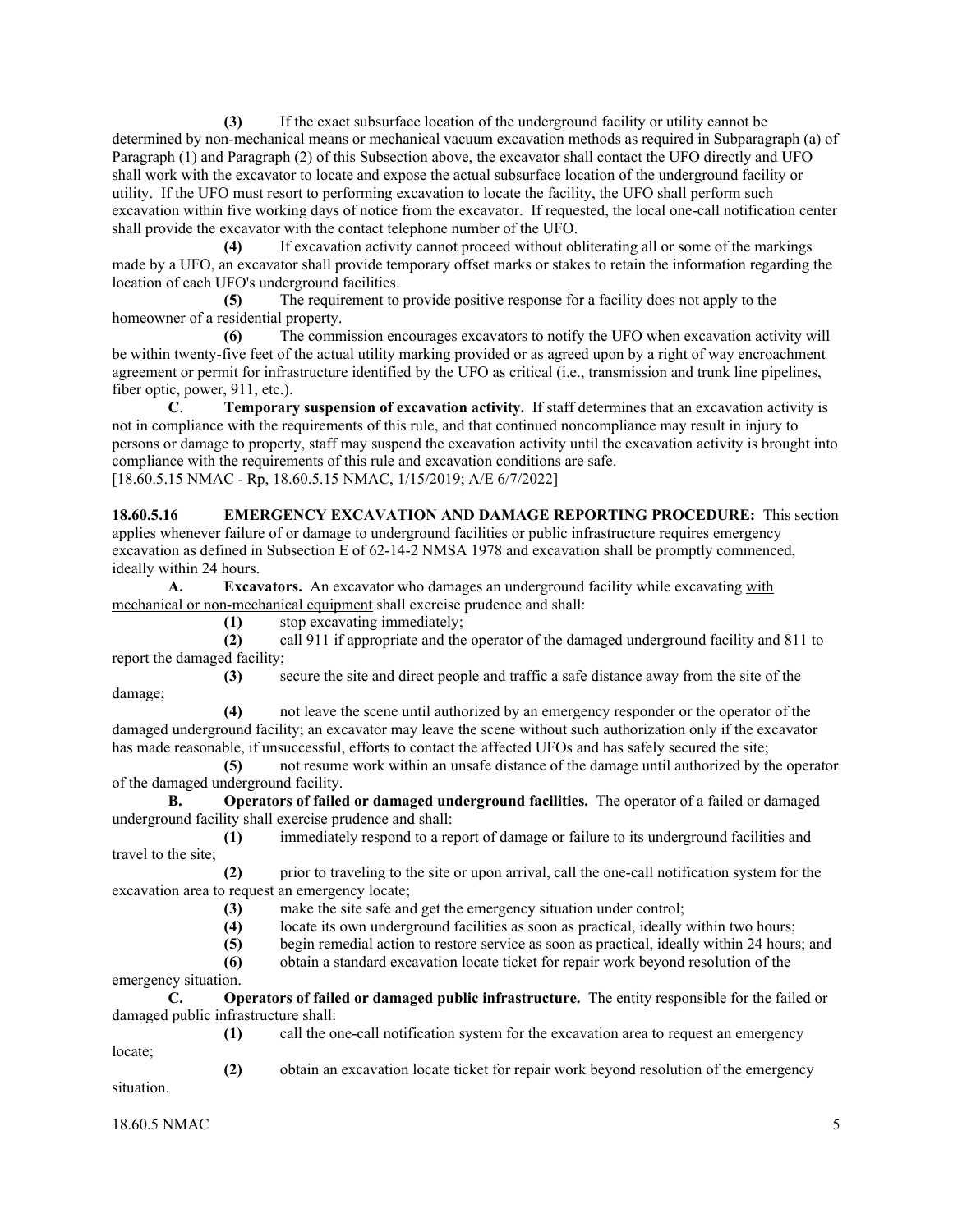**(3)** If the exact subsurface location of the underground facility or utility cannot be determined by non-mechanical means or mechanical vacuum excavation methods as required in Subparagraph (a) of Paragraph (1) and Paragraph (2) of this Subsection above, the excavator shall contact the UFO directly and UFO shall work with the excavator to locate and expose the actual subsurface location of the underground facility or utility. If the UFO must resort to performing excavation to locate the facility, the UFO shall perform such excavation within five working days of notice from the excavator. If requested, the local one-call notification center shall provide the excavator with the contact telephone number of the UFO.

**(4)** If excavation activity cannot proceed without obliterating all or some of the markings made by a UFO, an excavator shall provide temporary offset marks or stakes to retain the information regarding the location of each UFO's underground facilities.

**(5)** The requirement to provide positive response for a facility does not apply to the homeowner of a residential property.

**(6)** The commission encourages excavators to notify the UFO when excavation activity will be within twenty-five feet of the actual utility marking provided or as agreed upon by a right of way encroachment agreement or permit for infrastructure identified by the UFO as critical (i.e., transmission and trunk line pipelines, fiber optic, power, 911, etc.).

**C**. **Temporary suspension of excavation activity.** If staff determines that an excavation activity is not in compliance with the requirements of this rule, and that continued noncompliance may result in injury to persons or damage to property, staff may suspend the excavation activity until the excavation activity is brought into compliance with the requirements of this rule and excavation conditions are safe.

[18.60.5.15 NMAC - Rp, 18.60.5.15 NMAC, 1/15/2019; A/E 6/7/2022]

**18.60.5.16 EMERGENCY EXCAVATION AND DAMAGE REPORTING PROCEDURE:** This section applies whenever failure of or damage to underground facilities or public infrastructure requires emergency excavation as defined in Subsection E of 62-14-2 NMSA 1978 and excavation shall be promptly commenced, ideally within 24 hours.

**A. Excavators.** An excavator who damages an underground facility while excavating <u>with mechanical or non-mechanical equipment</u> shall exercise prudence and shall:

**(1)** stop excavating immediately;

**(2)** call 911 if appropriate and the operator of the damaged underground facility and 811 to report the damaged facility;

**(3)** secure the site and direct people and traffic a safe distance away from the site of the damage;

**(4)** not leave the scene until authorized by an emergency responder or the operator of the damaged underground facility; an excavator may leave the scene without such authorization only if the excavator has made reasonable, if unsuccessful, efforts to contact the affected UFOs and has safely secured the site;

**(5)** not resume work within an unsafe distance of the damage until authorized by the operator of the damaged underground facility.

**B. Operators of failed or damaged underground facilities.** The operator of a failed or damaged underground facility shall exercise prudence and shall:

**(1)** immediately respond to a report of damage or failure to its underground facilities and travel to the site;

**(2)** prior to traveling to the site or upon arrival, call the one-call notification system for the excavation area to request an emergency locate;

**(3)** make the site safe and get the emergency situation under control;

**(4)** locate its own underground facilities as soon as practical, ideally within two hours;

**(5)** begin remedial action to restore service as soon as practical, ideally within 24 hours; and

**(6)** obtain a standard excavation locate ticket for repair work beyond resolution of the emergency situation.

**C. Operators of failed or damaged public infrastructure.** The entity responsible for the failed or damaged public infrastructure shall:

**(1)** call the one-call notification system for the excavation area to request an emergency locate;

**(2)** obtain an excavation locate ticket for repair work beyond resolution of the emergency situation.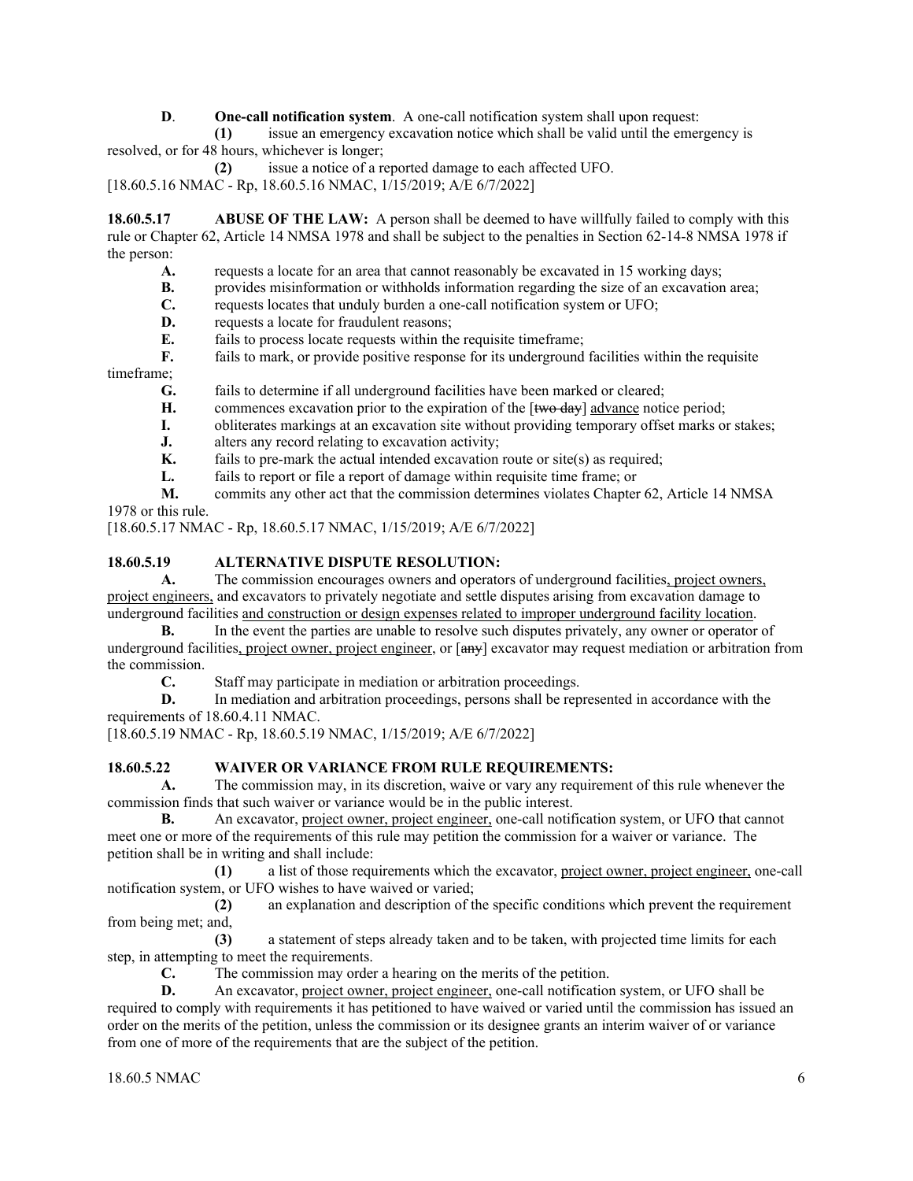**D**. **One-call notification system**. A one-call notification system shall upon request:

**(1)** issue an emergency excavation notice which shall be valid until the emergency is resolved, or for 48 hours, whichever is longer;

**(2)** issue a notice of a reported damage to each affected UFO.

[18.60.5.16 NMAC - Rp, 18.60.5.16 NMAC, 1/15/2019; A/E 6/7/2022]

**18.60.5.17 ABUSE OF THE LAW:** A person shall be deemed to have willfully failed to comply with this rule or Chapter 62, Article 14 NMSA 1978 and shall be subject to the penalties in Section 62-14-8 NMSA 1978 if the person:

**A.** requests a locate for an area that cannot reasonably be excavated in 15 working days;

**B.** provides misinformation or withholds information regarding the size of an excavation area;

**C.** requests locates that unduly burden a one-call notification system or UFO;

**D.** requests a locate for fraudulent reasons;

**E.** fails to process locate requests within the requisite timeframe;

**F.** fails to mark, or provide positive response for its underground facilities within the requisite timeframe;

**G.** fails to determine if all underground facilities have been marked or cleared;

**H.** commences excavation prior to the expiration of the [~~two day~~] <u>advance</u> notice period;

**I.** obliterates markings at an excavation site without providing temporary offset marks or stakes;

**J.** alters any record relating to excavation activity;

**K.** fails to pre-mark the actual intended excavation route or site(s) as required;

**L.** fails to report or file a report of damage within requisite time frame; or

**M.** commits any other act that the commission determines violates Chapter 62, Article 14 NMSA 1978 or this rule.

[18.60.5.17 NMAC - Rp, 18.60.5.17 NMAC, 1/15/2019; A/E 6/7/2022]

**18.60.5.19 ALTERNATIVE DISPUTE RESOLUTION:**

**A.** The commission encourages owners and operators of underground facilities<u>, project owners, project engineers,</u> and excavators to privately negotiate and settle disputes arising from excavation damage to underground facilities <u>and construction or design expenses related to improper underground facility location</u>.

**B.** In the event the parties are unable to resolve such disputes privately, any owner or operator of underground facilities<u>, project owner, project engineer,</u> or [~~any~~] excavator may request mediation or arbitration from the commission.

**C.** Staff may participate in mediation or arbitration proceedings.

**D.** In mediation and arbitration proceedings, persons shall be represented in accordance with the requirements of 18.60.4.11 NMAC.

[18.60.5.19 NMAC - Rp, 18.60.5.19 NMAC, 1/15/2019; A/E 6/7/2022]

**18.60.5.22 WAIVER OR VARIANCE FROM RULE REQUIREMENTS:**

**A.** The commission may, in its discretion, waive or vary any requirement of this rule whenever the commission finds that such waiver or variance would be in the public interest.

**B.** An excavator, <u>project owner, project engineer,</u> one-call notification system, or UFO that cannot meet one or more of the requirements of this rule may petition the commission for a waiver or variance. The petition shall be in writing and shall include:

**(1)** a list of those requirements which the excavator, <u>project owner, project engineer,</u> one-call notification system, or UFO wishes to have waived or varied;

**(2)** an explanation and description of the specific conditions which prevent the requirement from being met; and,

**(3)** a statement of steps already taken and to be taken, with projected time limits for each step, in attempting to meet the requirements.

**C.** The commission may order a hearing on the merits of the petition.

**D.** An excavator, <u>project owner, project engineer,</u> one-call notification system, or UFO shall be required to comply with requirements it has petitioned to have waived or varied until the commission has issued an order on the merits of the petition, unless the commission or its designee grants an interim waiver of or variance from one of more of the requirements that are the subject of the petition.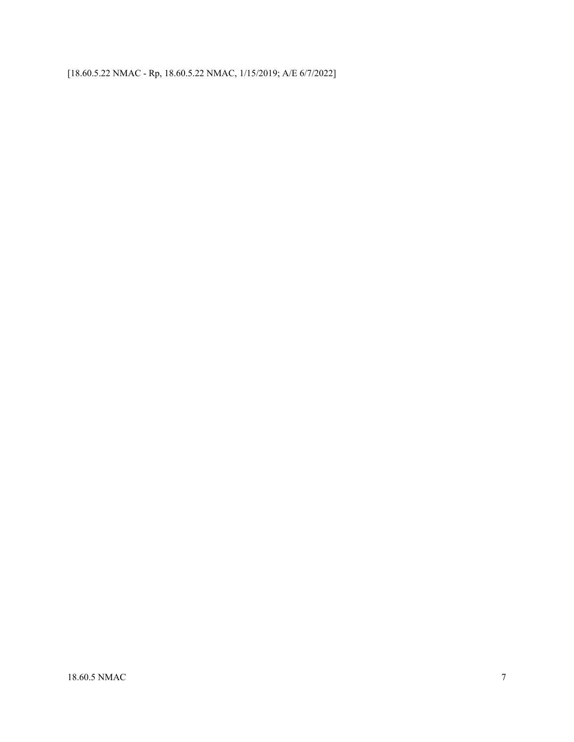[18.60.5.22 NMAC - Rp, 18.60.5.22 NMAC, 1/15/2019; A/E 6/7/2022]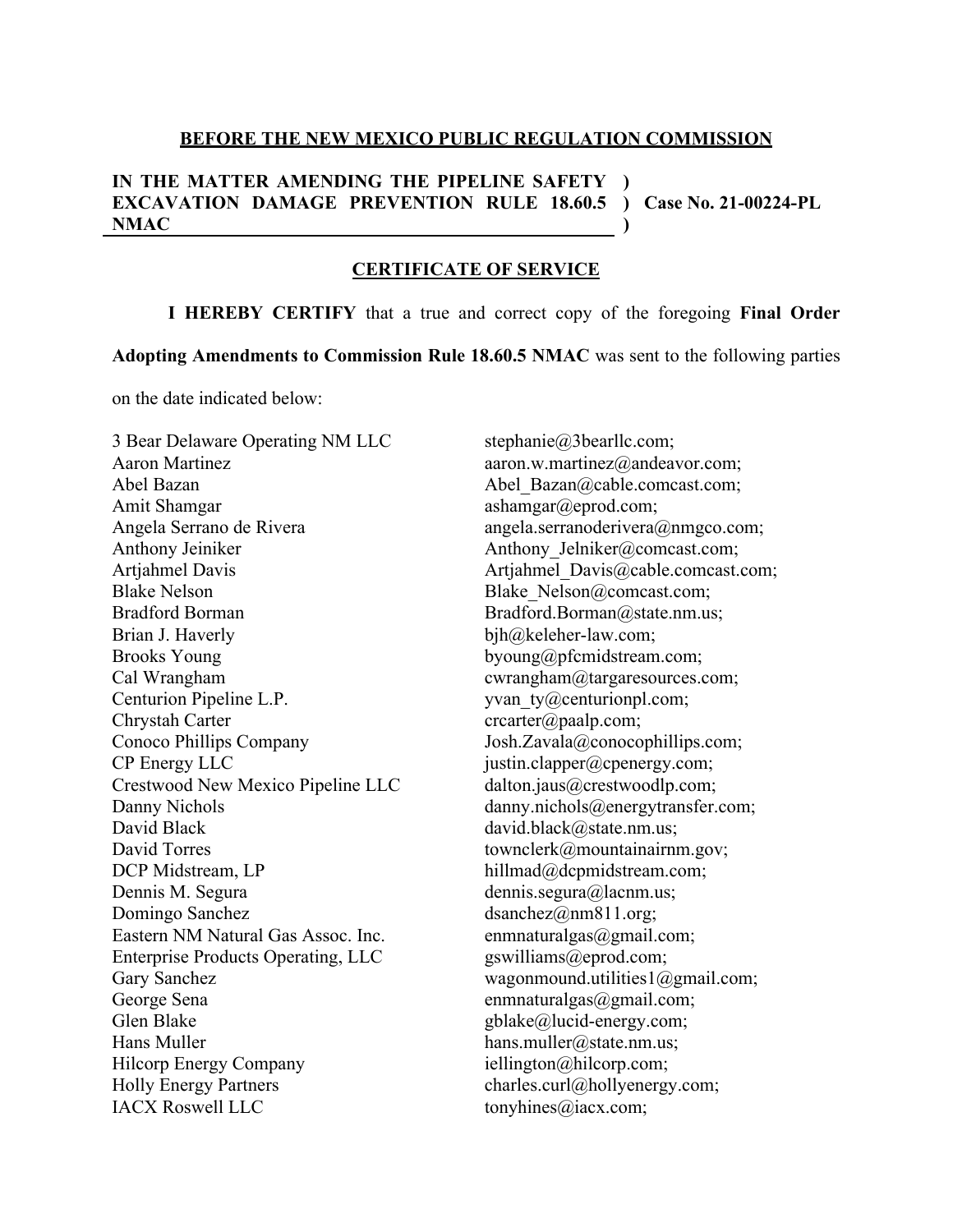**BEFORE THE NEW MEXICO PUBLIC REGULATION COMMISSION**

**IN THE MATTER AMENDING THE PIPELINE SAFETY EXCAVATION DAMAGE PREVENTION RULE 18.60.5 NMAC** ) ) **Case No. 21-00224-PL** )

**CERTIFICATE OF SERVICE**

**I HEREBY CERTIFY** that a true and correct copy of the foregoing **Final Order Adopting Amendments to Commission Rule 18.60.5 NMAC** was sent to the following parties on the date indicated below:

| | |
|---|---|
| 3 Bear Delaware Operating NM LLC | stephanie@3bearllc.com; |
| Aaron Martinez | aaron.w.martinez@andeavor.com; |
| Abel Bazan | Abel_Bazan@cable.comcast.com; |
| Amit Shamgar | ashamgar@eprod.com; |
| Angela Serrano de Rivera | angela.serranoderivera@nmgco.com; |
| Anthony Jeiniker | Anthony_Jelniker@comcast.com; |
| Artjahmel Davis | Artjahmel_Davis@cable.comcast.com; |
| Blake Nelson | Blake_Nelson@comcast.com; |
| Bradford Borman | Bradford.Borman@state.nm.us; |
| Brian J. Haverly | bjh@keleher-law.com; |
| Brooks Young | byoung@pfcmidstream.com; |
| Cal Wrangham | cwrangham@targaresources.com; |
| Centurion Pipeline L.P. | yvan_ty@centurionpl.com; |
| Chrystah Carter | crcarter@paalp.com; |
| Conoco Phillips Company | Josh.Zavala@conocophillips.com; |
| CP Energy LLC | justin.clapper@cpenergy.com; |
| Crestwood New Mexico Pipeline LLC | dalton.jaus@crestwoodlp.com; |
| Danny Nichols | danny.nichols@energytransfer.com; |
| David Black | david.black@state.nm.us; |
| David Torres | townclerk@mountainairnm.gov; |
| DCP Midstream, LP | hillmad@dcpmidstream.com; |
| Dennis M. Segura | dennis.segura@lacnm.us; |
| Domingo Sanchez | dsanchez@nm811.org; |
| Eastern NM Natural Gas Assoc. Inc. | enmnaturalgas@gmail.com; |
| Enterprise Products Operating, LLC | gswilliams@eprod.com; |
| Gary Sanchez | wagonmound.utilities1@gmail.com; |
| George Sena | enmnaturalgas@gmail.com; |
| Glen Blake | gblake@lucid-energy.com; |
| Hans Muller | hans.muller@state.nm.us; |
| Hilcorp Energy Company | iellington@hilcorp.com; |
| Holly Energy Partners | charles.curl@hollyenergy.com; |
| IACX Roswell LLC | tonyhines@iacx.com; |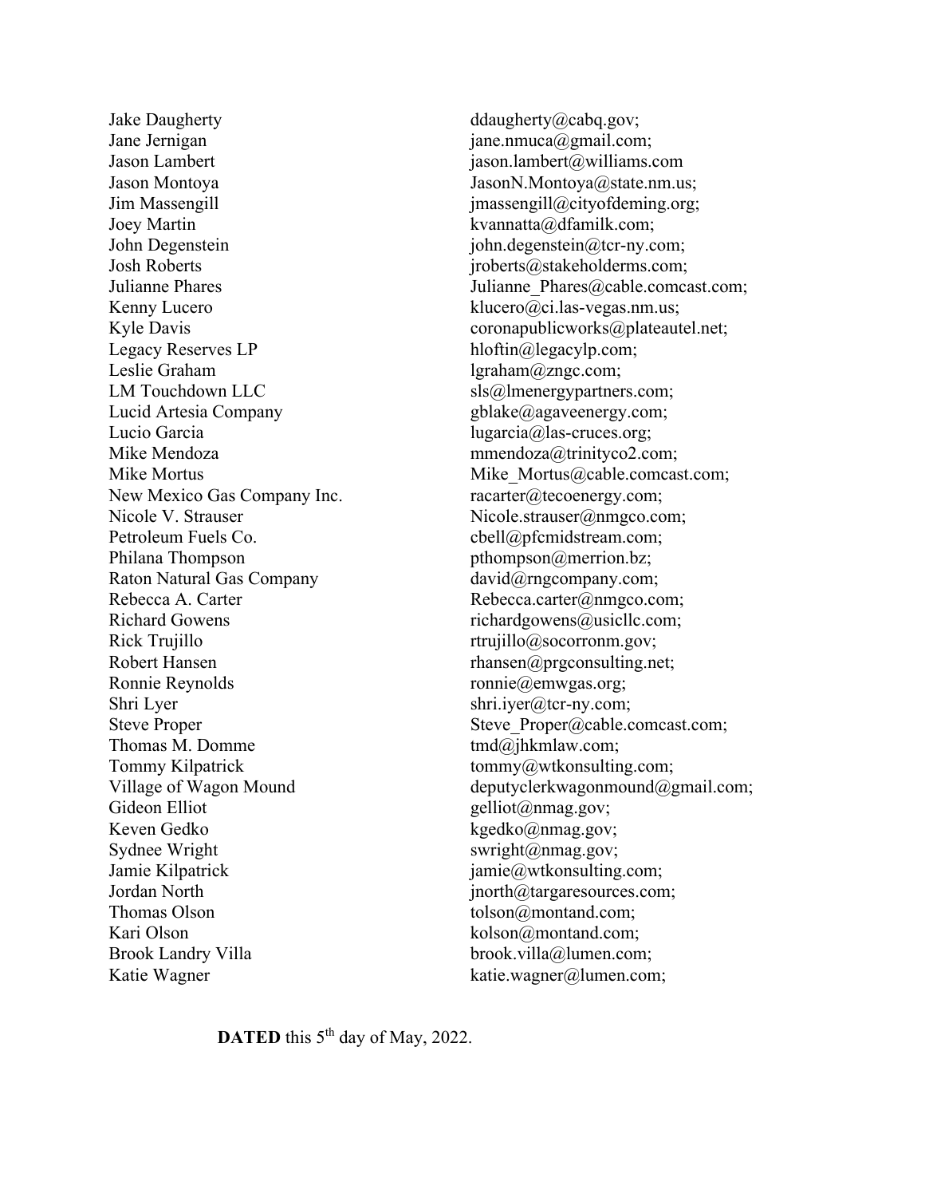| | |
|---|---|
| Jake Daugherty | ddaugherty@cabq.gov; |
| Jane Jernigan | jane.nmuca@gmail.com; |
| Jason Lambert | jason.lambert@williams.com |
| Jason Montoya | JasonN.Montoya@state.nm.us; |
| Jim Massengill | jmassengill@cityofdeming.org; |
| Joey Martin | kvannatta@dfamilk.com; |
| John Degenstein | john.degenstein@tcr-ny.com; |
| Josh Roberts | jroberts@stakeholderms.com; |
| Julianne Phares | Julianne_Phares@cable.comcast.com; |
| Kenny Lucero | klucero@ci.las-vegas.nm.us; |
| Kyle Davis | coronapublicworks@plateautel.net; |
| Legacy Reserves LP | hloftin@legacylp.com; |
| Leslie Graham | lgraham@zngc.com; |
| LM Touchdown LLC | sls@lmenergypartners.com; |
| Lucid Artesia Company | gblake@agaveenergy.com; |
| Lucio Garcia | lugarcia@las-cruces.org; |
| Mike Mendoza | mmendoza@trinityco2.com; |
| Mike Mortus | Mike_Mortus@cable.comcast.com; |
| New Mexico Gas Company Inc. | racarter@tecoenergy.com; |
| Nicole V. Strauser | Nicole.strauser@nmgco.com; |
| Petroleum Fuels Co. | cbell@pfcmidstream.com; |
| Philana Thompson | pthompson@merrion.bz; |
| Raton Natural Gas Company | david@rngcompany.com; |
| Rebecca A. Carter | Rebecca.carter@nmgco.com; |
| Richard Gowens | richardgowens@usicllc.com; |
| Rick Trujillo | rtrujillo@socorronm.gov; |
| Robert Hansen | rhansen@prgconsulting.net; |
| Ronnie Reynolds | ronnie@emwgas.org; |
| Shri Lyer | shri.iyer@tcr-ny.com; |
| Steve Proper | Steve_Proper@cable.comcast.com; |
| Thomas M. Domme | tmd@jhkmlaw.com; |
| Tommy Kilpatrick | tommy@wtkonsulting.com; |
| Village of Wagon Mound | deputyclerkwagonmound@gmail.com; |
| Gideon Elliot | gelliot@nmag.gov; |
| Keven Gedko | kgedko@nmag.gov; |
| Sydnee Wright | swright@nmag.gov; |
| Jamie Kilpatrick | jamie@wtkonsulting.com; |
| Jordan North | jnorth@targaresources.com; |
| Thomas Olson | tolson@montand.com; |
| Kari Olson | kolson@montand.com; |
| Brook Landry Villa | brook.villa@lumen.com; |
| Katie Wagner | katie.wagner@lumen.com; |

**DATED** this 5th day of May, 2022.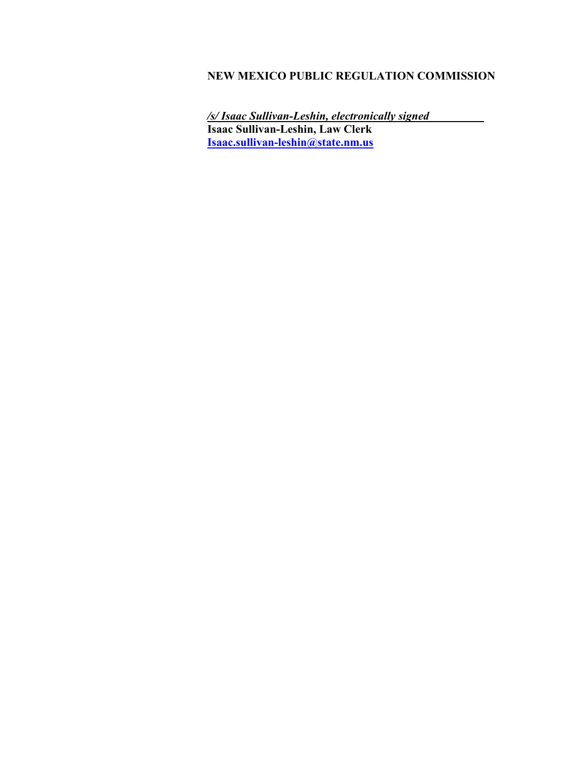**NEW MEXICO PUBLIC REGULATION COMMISSION**

***/s/ Isaac Sullivan-Leshin, electronically signed***
**Isaac Sullivan-Leshin, Law Clerk**
**Isaac.sullivan-leshin@state.nm.us**